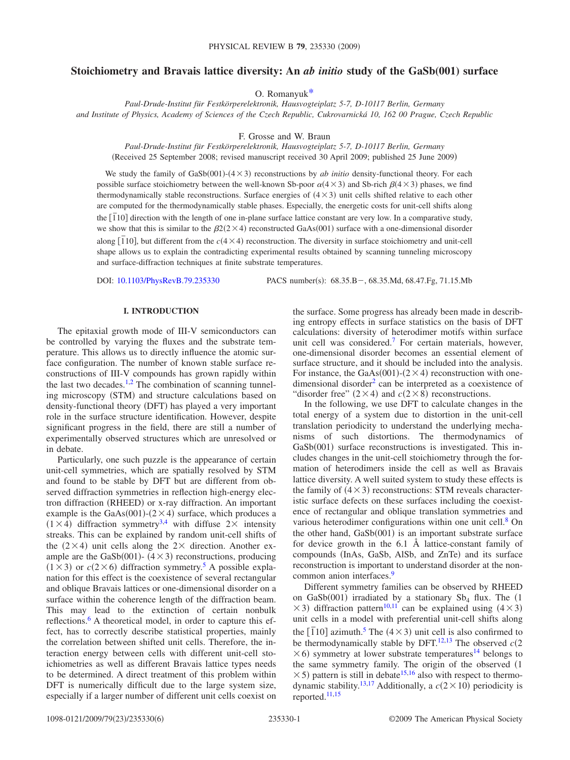# Stoichiometry and Bravais lattice diversity: An *ab initio* study of the GaSb(001) surface

O. Romanyuk*

*Paul-Drude-Institut für Festkörperelektronik, Hausvogteiplatz 5-7, D-10117 Berlin, Germany and Institute of Physics, Academy of Sciences of the Czech Republic, Cukrovarnická 10, 162 00 Prague, Czech Republic*

F. Grosse and W. Braun

*Paul-Drude-Institut für Festkörperelektronik, Hausvogteiplatz 5-7, D-10117 Berlin, Germany*

(Received 25 September 2008; revised manuscript received 30 April 2009; published 25 June 2009)

We study the family of GaSb(001)-$(4\times3)$ reconstructions by *ab initio* density-functional theory. For each possible surface stoichiometry between the well-known Sb-poor $\alpha(4\times3)$ and Sb-rich $\beta(4\times3)$ phases, we find thermodynamically stable reconstructions. Surface energies of $(4\times3)$ unit cells shifted relative to each other are computed for the thermodynamically stable phases. Especially, the energetic costs for unit-cell shifts along the $[\bar{1}10]$ direction with the length of one in-plane surface lattice constant are very low. In a comparative study, we show that this is similar to the $\beta2(2\times4)$ reconstructed GaAs(001) surface with a one-dimensional disorder along $[\bar{1}10]$, but different from the $c(4\times4)$ reconstruction. The diversity in surface stoichiometry and unit-cell shape allows us to explain the contradicting experimental results obtained by scanning tunneling microscopy and surface-diffraction techniques at finite substrate temperatures.

DOI: 10.1103/PhysRevB.79.235330 PACS number(s): 68.35.B−, 68.35.Md, 68.47.Fg, 71.15.Mb

## I. INTRODUCTION

The epitaxial growth mode of III-V semiconductors can be controlled by varying the fluxes and the substrate temperature. This allows us to directly influence the atomic surface configuration. The number of known stable surface reconstructions of III-V compounds has grown rapidly within the last two decades.[1,2] The combination of scanning tunneling microscopy (STM) and structure calculations based on density-functional theory (DFT) has played a very important role in the surface structure identification. However, despite significant progress in the field, there are still a number of experimentally observed structures which are unresolved or in debate.

Particularly, one such puzzle is the appearance of certain unit-cell symmetries, which are spatially resolved by STM and found to be stable by DFT but are different from observed diffraction symmetries in reflection high-energy electron diffraction (RHEED) or x-ray diffraction. An important example is the GaAs(001)-$(2\times4)$ surface, which produces a $(1\times4)$ diffraction symmetry[3,4] with diffuse $2\times$ intensity streaks. This can be explained by random unit-cell shifts of the $(2\times4)$ unit cells along the $2\times$ direction. Another example are the GaSb(001)-$(4\times3)$ reconstructions, producing $(1\times3)$ or $c(2\times6)$ diffraction symmetry.[5] A possible explanation for this effect is the coexistence of several rectangular and oblique Bravais lattices or one-dimensional disorder on a surface within the coherence length of the diffraction beam. This may lead to the extinction of certain nonbulk reflections.[6] A theoretical model, in order to capture this effect, has to correctly describe statistical properties, mainly the correlation between shifted unit cells. Therefore, the interaction energy between cells with different unit-cell stoichiometries as well as different Bravais lattice types needs to be determined. A direct treatment of this problem within DFT is numerically difficult due to the large system size, especially if a larger number of different unit cells coexist on the surface. Some progress has already been made in describing entropy effects in surface statistics on the basis of DFT calculations: diversity of heterodimer motifs within surface unit cell was considered.[7] For certain materials, however, one-dimensional disorder becomes an essential element of surface structure, and it should be included into the analysis. For instance, the GaAs(001)-$(2\times4)$ reconstruction with one-dimensional disorder[2] can be interpreted as a coexistence of "disorder free" $(2\times4)$ and $c(2\times8)$ reconstructions.

In the following, we use DFT to calculate changes in the total energy of a system due to distortion in the unit-cell translation periodicity to understand the underlying mechanisms of such distortions. The thermodynamics of GaSb(001) surface reconstructions is investigated. This includes changes in the unit-cell stoichiometry through the formation of heterodimers inside the cell as well as Bravais lattice diversity. A well suited system to study these effects is the family of $(4\times3)$ reconstructions: STM reveals characteristic surface defects on these surfaces including the coexistence of rectangular and oblique translation symmetries and various heterodimer configurations within one unit cell.[8] On the other hand, GaSb(001) is an important substrate surface for device growth in the 6.1 Å lattice-constant family of compounds (InAs, GaSb, AlSb, and ZnTe) and its surface reconstruction is important to understand disorder at the non-common anion interfaces.[9]

Different symmetry families can be observed by RHEED on GaSb(001) irradiated by a stationary $Sb_4$ flux. The $(1\times3)$ diffraction pattern[10,11] can be explained using $(4\times3)$ unit cells in a model with preferential unit-cell shifts along the $[\bar{1}10]$ azimuth.[5] The $(4\times3)$ unit cell is also confirmed to be thermodynamically stable by DFT.[12,13] The observed $c(2\times6)$ symmetry at lower substrate temperatures[14] belongs to the same symmetry family. The origin of the observed $(1\times5)$ pattern is still in debate[15,16] also with respect to thermodynamic stability.[13,17] Additionally, a $c(2\times10)$ periodicity is reported.[11,15]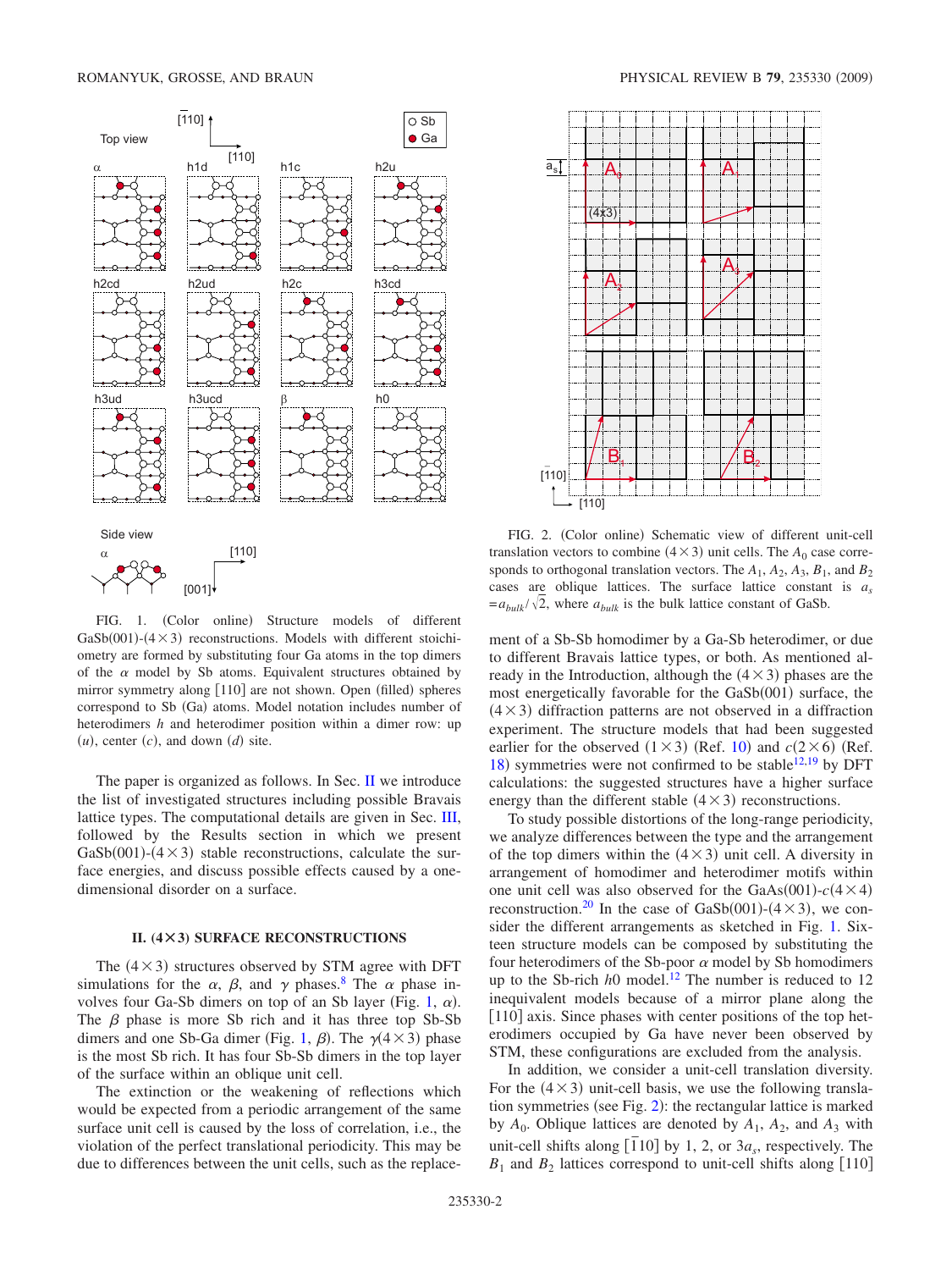FIG. 1. (Color online) Structure models of different GaSb(001)-(4×3) reconstructions. Models with different stoichiometry are formed by substituting four Ga atoms in the top dimers of the $\alpha$ model by Sb atoms. Equivalent structures obtained by mirror symmetry along [110] are not shown. Open (filled) spheres correspond to Sb (Ga) atoms. Model notation includes number of heterodimers $h$ and heterodimer position within a dimer row: up ($u$), center ($c$), and down ($d$) site.

The paper is organized as follows. In Sec. II we introduce the list of investigated structures including possible Bravais lattice types. The computational details are given in Sec. III, followed by the Results section in which we present GaSb(001)-(4×3) stable reconstructions, calculate the surface energies, and discuss possible effects caused by a one-dimensional disorder on a surface.

## II. (4×3) SURFACE RECONSTRUCTIONS

The (4×3) structures observed by STM agree with DFT simulations for the $\alpha$, $\beta$, and $\gamma$ phases.[8] The $\alpha$ phase involves four Ga-Sb dimers on top of an Sb layer (Fig. 1, $\alpha$). The $\beta$ phase is more Sb rich and it has three top Sb-Sb dimers and one Sb-Ga dimer (Fig. 1, $\beta$). The $\gamma(4\times3)$ phase is the most Sb rich. It has four Sb-Sb dimers in the top layer of the surface within an oblique unit cell.

The extinction or the weakening of reflections which would be expected from a periodic arrangement of the same surface unit cell is caused by the loss of correlation, i.e., the violation of the perfect translational periodicity. This may be due to differences between the unit cells, such as the replacement of a Sb-Sb homodimer by a Ga-Sb heterodimer, or due to different Bravais lattice types, or both. As mentioned already in the Introduction, although the (4×3) phases are the most energetically favorable for the GaSb(001) surface, the (4×3) diffraction patterns are not observed in a diffraction experiment. The structure models that had been suggested earlier for the observed (1×3) (Ref. 10) and $c(2\times6)$ (Ref. 18) symmetries were not confirmed to be stable[12,19] by DFT calculations: the suggested structures have a higher surface energy than the different stable (4×3) reconstructions.

FIG. 2. (Color online) Schematic view of different unit-cell translation vectors to combine (4×3) unit cells. The $A_0$ case corresponds to orthogonal translation vectors. The $A_1$, $A_2$, $A_3$, $B_1$, and $B_2$ cases are oblique lattices. The surface lattice constant is $a_s = a_{bulk}/\sqrt{2}$, where $a_{bulk}$ is the bulk lattice constant of GaSb.

To study possible distortions of the long-range periodicity, we analyze differences between the type and the arrangement of the top dimers within the (4×3) unit cell. A diversity in arrangement of homodimer and heterodimer motifs within one unit cell was also observed for the GaAs(001)-$c(4\times4)$ reconstruction.[20] In the case of GaSb(001)-(4×3), we consider the different arrangements as sketched in Fig. 1. Sixteen structure models can be composed by substituting the four heterodimers of the Sb-poor $\alpha$ model by Sb homodimers up to the Sb-rich $h0$ model.[12] The number is reduced to 12 inequivalent models because of a mirror plane along the [110] axis. Since phases with center positions of the top heterodimers occupied by Ga have never been observed by STM, these configurations are excluded from the analysis.

In addition, we consider a unit-cell translation diversity. For the (4×3) unit-cell basis, we use the following translation symmetries (see Fig. 2): the rectangular lattice is marked by $A_0$. Oblique lattices are denoted by $A_1$, $A_2$, and $A_3$ with unit-cell shifts along $[\bar{1}10]$ by 1, 2, or $3a_s$, respectively. The $B_1$ and $B_2$ lattices correspond to unit-cell shifts along [110]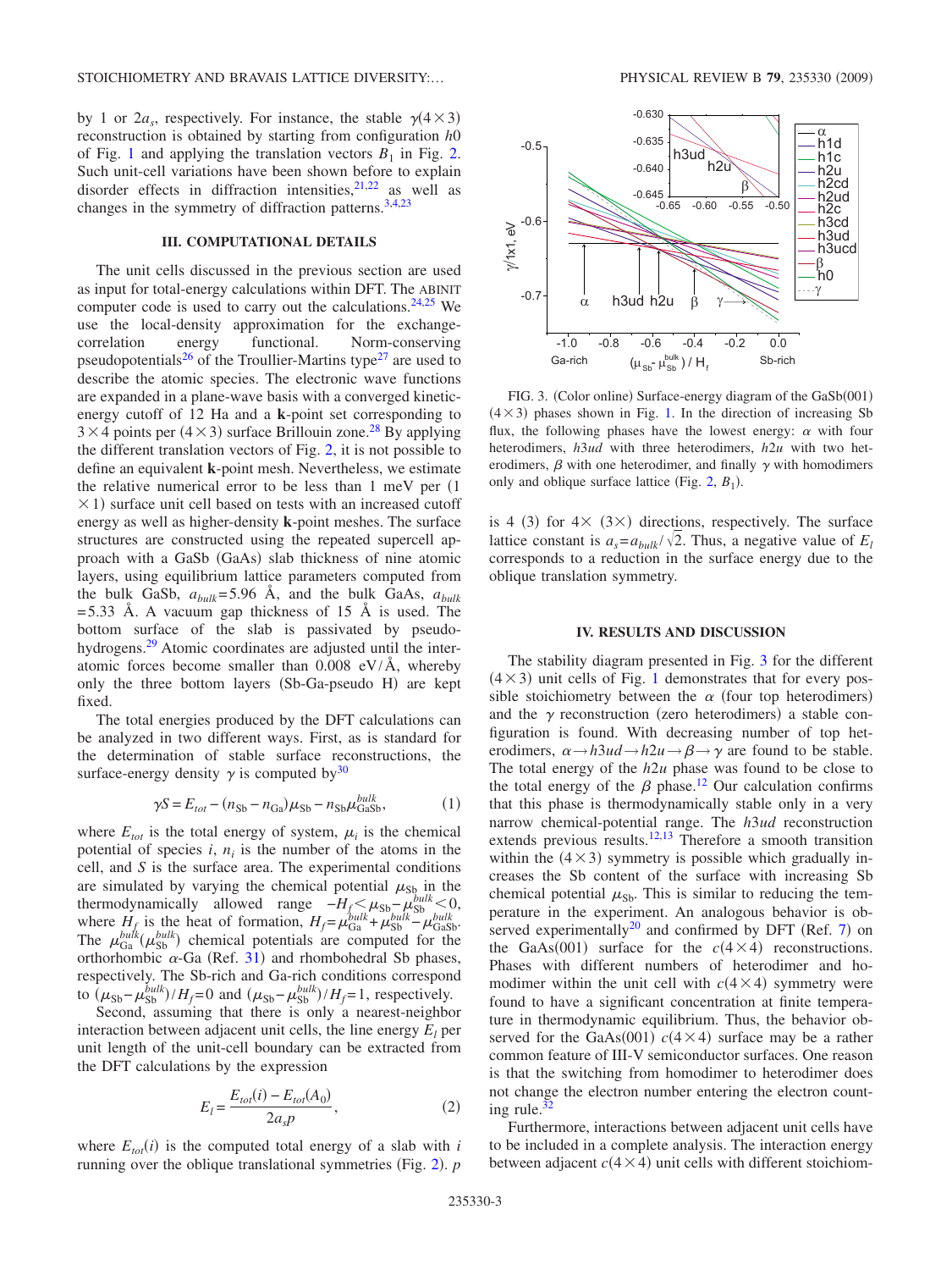by 1 or $2a_s$, respectively. For instance, the stable $\gamma(4\times3)$ reconstruction is obtained by starting from configuration *h*0 of Fig. 1 and applying the translation vectors $B_1$ in Fig. 2. Such unit-cell variations have been shown before to explain disorder effects in diffraction intensities,[21,22] as well as changes in the symmetry of diffraction patterns.[3,4,23]

## III. COMPUTATIONAL DETAILS

The unit cells discussed in the previous section are used as input for total-energy calculations within DFT. The ABINIT computer code is used to carry out the calculations.[24,25] We use the local-density approximation for the exchange-correlation energy functional. Norm-conserving pseudopotentials[26] of the Troullier-Martins type[27] are used to describe the atomic species. The electronic wave functions are expanded in a plane-wave basis with a converged kinetic-energy cutoff of 12 Ha and a **k**-point set corresponding to $3\times4$ points per $(4\times3)$ surface Brillouin zone.[28] By applying the different translation vectors of Fig. 2, it is not possible to define an equivalent **k**-point mesh. Nevertheless, we estimate the relative numerical error to be less than 1 meV per $(1\times1)$ surface unit cell based on tests with an increased cutoff energy as well as higher-density **k**-point meshes. The surface structures are constructed using the repeated supercell approach with a GaSb (GaAs) slab thickness of nine atomic layers, using equilibrium lattice parameters computed from the bulk GaSb, $a_{bulk}$=5.96 Å, and the bulk GaAs, $a_{bulk}$=5.33 Å. A vacuum gap thickness of 15 Å is used. The bottom surface of the slab is passivated by pseudo-hydrogens.[29] Atomic coordinates are adjusted until the interatomic forces become smaller than 0.008 eV/Å, whereby only the three bottom layers (Sb-Ga-pseudo H) are kept fixed.

The total energies produced by the DFT calculations can be analyzed in two different ways. First, as is standard for the determination of stable surface reconstructions, the surface-energy density $\gamma$ is computed by[30]

$$\gamma S = E_{tot} - (n_{\mathrm{Sb}} - n_{\mathrm{Ga}})\mu_{\mathrm{Sb}} - n_{\mathrm{Sb}}\mu_{\mathrm{GaSb}}^{bulk}, \tag{1}$$

where $E_{tot}$ is the total energy of system, $\mu_i$ is the chemical potential of species *i*, $n_i$ is the number of the atoms in the cell, and *S* is the surface area. The experimental conditions are simulated by varying the chemical potential $\mu_{\mathrm{Sb}}$ in the thermodynamically allowed range $-H_f < \mu_{\mathrm{Sb}} - \mu_{\mathrm{Sb}}^{bulk} < 0$, where $H_f$ is the heat of formation, $H_f = \mu_{\mathrm{Ga}}^{bulk} + \mu_{\mathrm{Sb}}^{bulk} - \mu_{\mathrm{GaSb}}^{bulk}$. The $\mu_{\mathrm{Ga}}^{bulk}(\mu_{\mathrm{Sb}}^{bulk})$ chemical potentials are computed for the orthorhombic $\alpha$-Ga (Ref. 31) and rhombohedral Sb phases, respectively. The Sb-rich and Ga-rich conditions correspond to $(\mu_{\mathrm{Sb}} - \mu_{\mathrm{Sb}}^{bulk})/H_f = 0$ and $(\mu_{\mathrm{Sb}} - \mu_{\mathrm{Sb}}^{bulk})/H_f = 1$, respectively.

Second, assuming that there is only a nearest-neighbor interaction between adjacent unit cells, the line energy $E_l$ per unit length of the unit-cell boundary can be extracted from the DFT calculations by the expression

$$E_l = \frac{E_{tot}(i) - E_{tot}(A_0)}{2a_s p}, \tag{2}$$

where $E_{tot}(i)$ is the computed total energy of a slab with *i* running over the oblique translational symmetries (Fig. 2). *p* is 4 (3) for $4\times$ $(3\times)$ directions, respectively. The surface lattice constant is $a_s = a_{bulk}/\sqrt{2}$. Thus, a negative value of $E_l$ corresponds to a reduction in the surface energy due to the oblique translation symmetry.

FIG. 3. (Color online) Surface-energy diagram of the GaSb(001) $(4\times3)$ phases shown in Fig. 1. In the direction of increasing Sb flux, the following phases have the lowest energy: $\alpha$ with four heterodimers, *h3ud* with three heterodimers, *h2u* with two heterodimers, $\beta$ with one heterodimer, and finally $\gamma$ with homodimers only and oblique surface lattice (Fig. 2, $B_1$).

## IV. RESULTS AND DISCUSSION

The stability diagram presented in Fig. 3 for the different $(4\times3)$ unit cells of Fig. 1 demonstrates that for every possible stoichiometry between the $\alpha$ (four top heterodimers) and the $\gamma$ reconstruction (zero heterodimers) a stable configuration is found. With decreasing number of top heterodimers, $\alpha \rightarrow h3ud \rightarrow h2u \rightarrow \beta \rightarrow \gamma$ are found to be stable. The total energy of the *h2u* phase was found to be close to the total energy of the $\beta$ phase.[12] Our calculation confirms that this phase is thermodynamically stable only in a very narrow chemical-potential range. The *h3ud* reconstruction extends previous results.[12,13] Therefore a smooth transition within the $(4\times3)$ symmetry is possible which gradually increases the Sb content of the surface with increasing Sb chemical potential $\mu_{\mathrm{Sb}}$. This is similar to reducing the temperature in the experiment. An analogous behavior is observed experimentally[20] and confirmed by DFT (Ref. 7) on the GaAs(001) surface for the $c(4\times4)$ reconstructions. Phases with different numbers of heterodimer and homodimer within the unit cell with $c(4\times4)$ symmetry were found to have a significant concentration at finite temperature in thermodynamic equilibrium. Thus, the behavior observed for the GaAs(001) $c(4\times4)$ surface may be a rather common feature of III-V semiconductor surfaces. One reason is that the switching from homodimer to heterodimer does not change the electron number entering the electron counting rule.[32]

Furthermore, interactions between adjacent unit cells have to be included in a complete analysis. The interaction energy between adjacent $c(4\times4)$ unit cells with different stoichiom-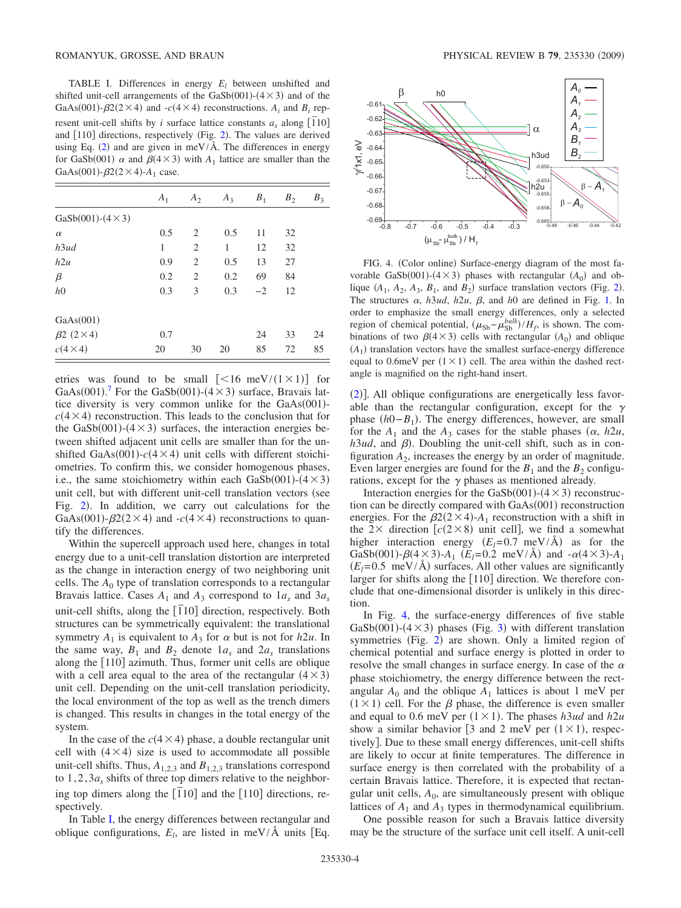TABLE I. Differences in energy $E_l$ between unshifted and shifted unit-cell arrangements of the GaSb(001)-$(4\times3)$ and of the GaAs(001)-$\beta2(2\times4)$ and -$c(4\times4)$ reconstructions. $A_i$ and $B_i$ represent unit-cell shifts by $i$ surface lattice constants $a_s$ along $[\bar{1}10]$ and $[110]$ directions, respectively (Fig. 2). The values are derived using Eq. (2) and are given in meV/Å. The differences in energy for GaSb(001) $\alpha$ and $\beta(4\times3)$ with $A_1$ lattice are smaller than the GaAs(001)-$\beta2(2\times4)$-$A_1$ case.

| | $A_1$ | $A_2$ | $A_3$ | $B_1$ | $B_2$ | $B_3$ |
|---|---|---|---|---|---|---|
| GaSb(001)-$(4\times3)$ | | | | | | |
| $\alpha$ | 0.5 | 2 | 0.5 | 11 | 32 | |
| $h3ud$ | 1 | 2 | 1 | 12 | 32 | |
| $h2u$ | 0.9 | 2 | 0.5 | 13 | 27 | |
| $\beta$ | 0.2 | 2 | 0.2 | 69 | 84 | |
| $h0$ | 0.3 | 3 | 0.3 | −2 | 12 | |
| | | | | | | |
| GaAs(001) | | | | | | |
| $\beta2$ $(2\times4)$ | 0.7 | | | 24 | 33 | 24 |
| $c(4\times4)$ | 20 | 30 | 20 | 85 | 72 | 85 |

etries was found to be small $[<16\ \text{meV}/(1\times1)]$ for GaAs(001).[7] For the GaSb(001)-$(4\times3)$ surface, Bravais lattice diversity is very common unlike for the GaAs(001)-$c(4\times4)$ reconstruction. This leads to the conclusion that for the GaSb(001)-$(4\times3)$ surfaces, the interaction energies between shifted adjacent unit cells are smaller than for the unshifted GaAs(001)-$c(4\times4)$ unit cells with different stoichiometries. To confirm this, we consider homogenous phases, i.e., the same stoichiometry within each GaSb(001)-$(4\times3)$ unit cell, but with different unit-cell translation vectors (see Fig. 2). In addition, we carry out calculations for the GaAs(001)-$\beta2(2\times4)$ and -$c(4\times4)$ reconstructions to quantify the differences.

Within the supercell approach used here, changes in total energy due to a unit-cell translation distortion are interpreted as the change in interaction energy of two neighboring unit cells. The $A_0$ type of translation corresponds to a rectangular Bravais lattice. Cases $A_1$ and $A_3$ correspond to $1a_s$ and $3a_s$ unit-cell shifts, along the $[\bar{1}10]$ direction, respectively. Both structures can be symmetrically equivalent: the translational symmetry $A_1$ is equivalent to $A_3$ for $\alpha$ but is not for $h2u$. In the same way, $B_1$ and $B_2$ denote $1a_s$ and $2a_s$ translations along the $[110]$ azimuth. Thus, former unit cells are oblique with a cell area equal to the area of the rectangular $(4\times3)$ unit cell. Depending on the unit-cell translation periodicity, the local environment of the top as well as the trench dimers is changed. This results in changes in the total energy of the system.

In the case of the $c(4\times4)$ phase, a double rectangular unit cell with $(4\times4)$ size is used to accommodate all possible unit-cell shifts. Thus, $A_{1,2,3}$ and $B_{1,2,3}$ translations correspond to $1,2,3a_s$ shifts of three top dimers relative to the neighboring top dimers along the $[\bar{1}10]$ and the $[110]$ directions, respectively.

In Table I, the energy differences between rectangular and oblique configurations, $E_l$, are listed in meV/Å units [Eq. (2)]. All oblique configurations are energetically less favorable than the rectangular configuration, except for the $\gamma$ phase ($h0-B_1$). The energy differences, however, are small for the $A_1$ and the $A_3$ cases for the stable phases ($\alpha$, $h2u$, $h3ud$, and $\beta$). Doubling the unit-cell shift, such as in configuration $A_2$, increases the energy by an order of magnitude. Even larger energies are found for the $B_1$ and the $B_2$ configurations, except for the $\gamma$ phases as mentioned already.

Interaction energies for the GaSb(001)-$(4\times3)$ reconstruction can be directly compared with GaAs(001) reconstruction energies. For the $\beta2(2\times4)$-$A_1$ reconstruction with a shift in the $2\times$ direction [$c(2\times8)$ unit cell], we find a somewhat higher interaction energy ($E_l=0.7$ meV/Å) as for the GaSb(001)-$\beta(4\times3)$-$A_1$ ($E_l=0.2$ meV/Å) and -$\alpha(4\times3)$-$A_1$ ($E_l=0.5$ meV/Å) surfaces. All other values are significantly larger for shifts along the $[110]$ direction. We therefore conclude that one-dimensional disorder is unlikely in this direction.

FIG. 4. (Color online) Surface-energy diagram of the most favorable GaSb(001)-$(4\times3)$ phases with rectangular ($A_0$) and oblique ($A_1$, $A_2$, $A_3$, $B_1$, and $B_2$) surface translation vectors (Fig. 2). The structures $\alpha$, $h3ud$, $h2u$, $\beta$, and $h0$ are defined in Fig. 1. In order to emphasize the small energy differences, only a selected region of chemical potential, $(\mu_{\text{Sb}}-\mu_{\text{Sb}}^{bulk})/H_f$, is shown. The combinations of two $\beta(4\times3)$ cells with rectangular ($A_0$) and oblique ($A_1$) translation vectors have the smallest surface-energy difference equal to 0.6meV per $(1\times1)$ cell. The area within the dashed rectangle is magnified on the right-hand insert.

In Fig. 4, the surface-energy differences of five stable GaSb(001)-$(4\times3)$ phases (Fig. 3) with different translation symmetries (Fig. 2) are shown. Only a limited region of chemical potential and surface energy is plotted in order to resolve the small changes in surface energy. In case of the $\alpha$ phase stoichiometry, the energy difference between the rectangular $A_0$ and the oblique $A_1$ lattices is about 1 meV per $(1\times1)$ cell. For the $\beta$ phase, the difference is even smaller and equal to 0.6 meV per $(1\times1)$. The phases $h3ud$ and $h2u$ show a similar behavior [3 and 2 meV per $(1\times1)$, respectively]. Due to these small energy differences, unit-cell shifts are likely to occur at finite temperatures. The difference in surface energy is then correlated with the probability of a certain Bravais lattice. Therefore, it is expected that rectangular unit cells, $A_0$, are simultaneously present with oblique lattices of $A_1$ and $A_3$ types in thermodynamical equilibrium.

One possible reason for such a Bravais lattice diversity may be the structure of the surface unit cell itself. A unit-cell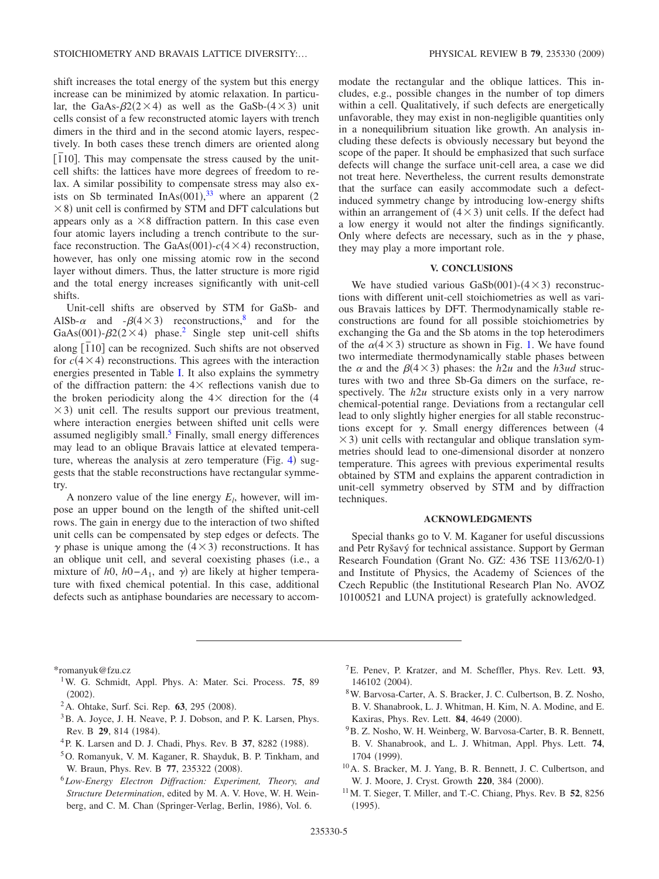shift increases the total energy of the system but this energy increase can be minimized by atomic relaxation. In particular, the GaAs-$\beta2(2\times4)$ as well as the GaSb-$(4\times3)$ unit cells consist of a few reconstructed atomic layers with trench dimers in the third and in the second atomic layers, respectively. In both cases these trench dimers are oriented along $[\bar{1}10]$. This may compensate the stress caused by the unit-cell shifts: the lattices have more degrees of freedom to relax. A similar possibility to compensate stress may also exists on Sb terminated InAs(001),[33] where an apparent $(2\times8)$ unit cell is confirmed by STM and DFT calculations but appears only as a $\times8$ diffraction pattern. In this case even four atomic layers including a trench contribute to the surface reconstruction. The GaAs(001)-$c(4\times4)$ reconstruction, however, has only one missing atomic row in the second layer without dimers. Thus, the latter structure is more rigid and the total energy increases significantly with unit-cell shifts.

Unit-cell shifts are observed by STM for GaSb- and AlSb-$\alpha$ and -$\beta(4\times3)$ reconstructions,[8] and for the GaAs(001)-$\beta2(2\times4)$ phase.[2] Single step unit-cell shifts along $[\bar{1}10]$ can be recognized. Such shifts are not observed for $c(4\times4)$ reconstructions. This agrees with the interaction energies presented in Table I. It also explains the symmetry of the diffraction pattern: the $4\times$ reflections vanish due to the broken periodicity along the $4\times$ direction for the $(4\times3)$ unit cell. The results support our previous treatment, where interaction energies between shifted unit cells were assumed negligibly small.[5] Finally, small energy differences may lead to an oblique Bravais lattice at elevated temperature, whereas the analysis at zero temperature (Fig. 4) suggests that the stable reconstructions have rectangular symmetry.

A nonzero value of the line energy $E_l$, however, will impose an upper bound on the length of the shifted unit-cell rows. The gain in energy due to the interaction of two shifted unit cells can be compensated by step edges or defects. The $\gamma$ phase is unique among the $(4\times3)$ reconstructions. It has an oblique unit cell, and several coexisting phases (i.e., a mixture of $h0$, $h0-A_1$, and $\gamma$) are likely at higher temperature with fixed chemical potential. In this case, additional defects such as antiphase boundaries are necessary to accommodate the rectangular and the oblique lattices. This includes, e.g., possible changes in the number of top dimers within a cell. Qualitatively, if such defects are energetically unfavorable, they may exist in non-negligible quantities only in a nonequilibrium situation like growth. An analysis including these defects is obviously necessary but beyond the scope of the paper. It should be emphasized that such surface defects will change the surface unit-cell area, a case we did not treat here. Nevertheless, the current results demonstrate that the surface can easily accommodate such a defect-induced symmetry change by introducing low-energy shifts within an arrangement of $(4\times3)$ unit cells. If the defect had a low energy it would not alter the findings significantly. Only where defects are necessary, such as in the $\gamma$ phase, they may play a more important role.

## V. CONCLUSIONS

We have studied various GaSb(001)-$(4\times3)$ reconstructions with different unit-cell stoichiometries as well as various Bravais lattices by DFT. Thermodynamically stable reconstructions are found for all possible stoichiometries by exchanging the Ga and the Sb atoms in the top heterodimers of the $\alpha(4\times3)$ structure as shown in Fig. 1. We have found two intermediate thermodynamically stable phases between the $\alpha$ and the $\beta(4\times3)$ phases: the $h2u$ and the $h3ud$ structures with two and three Sb-Ga dimers on the surface, respectively. The $h2u$ structure exists only in a very narrow chemical-potential range. Deviations from a rectangular cell lead to only slightly higher energies for all stable reconstructions except for $\gamma$. Small energy differences between $(4\times3)$ unit cells with rectangular and oblique translation symmetries should lead to one-dimensional disorder at nonzero temperature. This agrees with previous experimental results obtained by STM and explains the apparent contradiction in unit-cell symmetry observed by STM and by diffraction techniques.

## ACKNOWLEDGMENTS

Special thanks go to V. M. Kaganer for useful discussions and Petr Ryšavý for technical assistance. Support by German Research Foundation (Grant No. GZ: 436 TSE 113/62/0-1) and Institute of Physics, the Academy of Sciences of the Czech Republic (the Institutional Research Plan No. AVOZ 10100521 and LUNA project) is gratefully acknowledged.

---

*romanyuk@fzu.cz

[1] W. G. Schmidt, Appl. Phys. A: Mater. Sci. Process. **75**, 89 (2002).

[2] A. Ohtake, Surf. Sci. Rep. **63**, 295 (2008).

[3] B. A. Joyce, J. H. Neave, P. J. Dobson, and P. K. Larsen, Phys. Rev. B **29**, 814 (1984).

[4] P. K. Larsen and D. J. Chadi, Phys. Rev. B **37**, 8282 (1988).

[5] O. Romanyuk, V. M. Kaganer, R. Shayduk, B. P. Tinkham, and W. Braun, Phys. Rev. B **77**, 235322 (2008).

[6] *Low-Energy Electron Diffraction: Experiment, Theory, and Structure Determination*, edited by M. A. V. Hove, W. H. Weinberg, and C. M. Chan (Springer-Verlag, Berlin, 1986), Vol. 6.

[7] E. Penev, P. Kratzer, and M. Scheffler, Phys. Rev. Lett. **93**, 146102 (2004).

[8] W. Barvosa-Carter, A. S. Bracker, J. C. Culbertson, B. Z. Nosho, B. V. Shanabrook, L. J. Whitman, H. Kim, N. A. Modine, and E. Kaxiras, Phys. Rev. Lett. **84**, 4649 (2000).

[9] B. Z. Nosho, W. H. Weinberg, W. Barvosa-Carter, B. R. Bennett, B. V. Shanabrook, and L. J. Whitman, Appl. Phys. Lett. **74**, 1704 (1999).

[10] A. S. Bracker, M. J. Yang, B. R. Bennett, J. C. Culbertson, and W. J. Moore, J. Cryst. Growth **220**, 384 (2000).

[11] M. T. Sieger, T. Miller, and T.-C. Chiang, Phys. Rev. B **52**, 8256 (1995).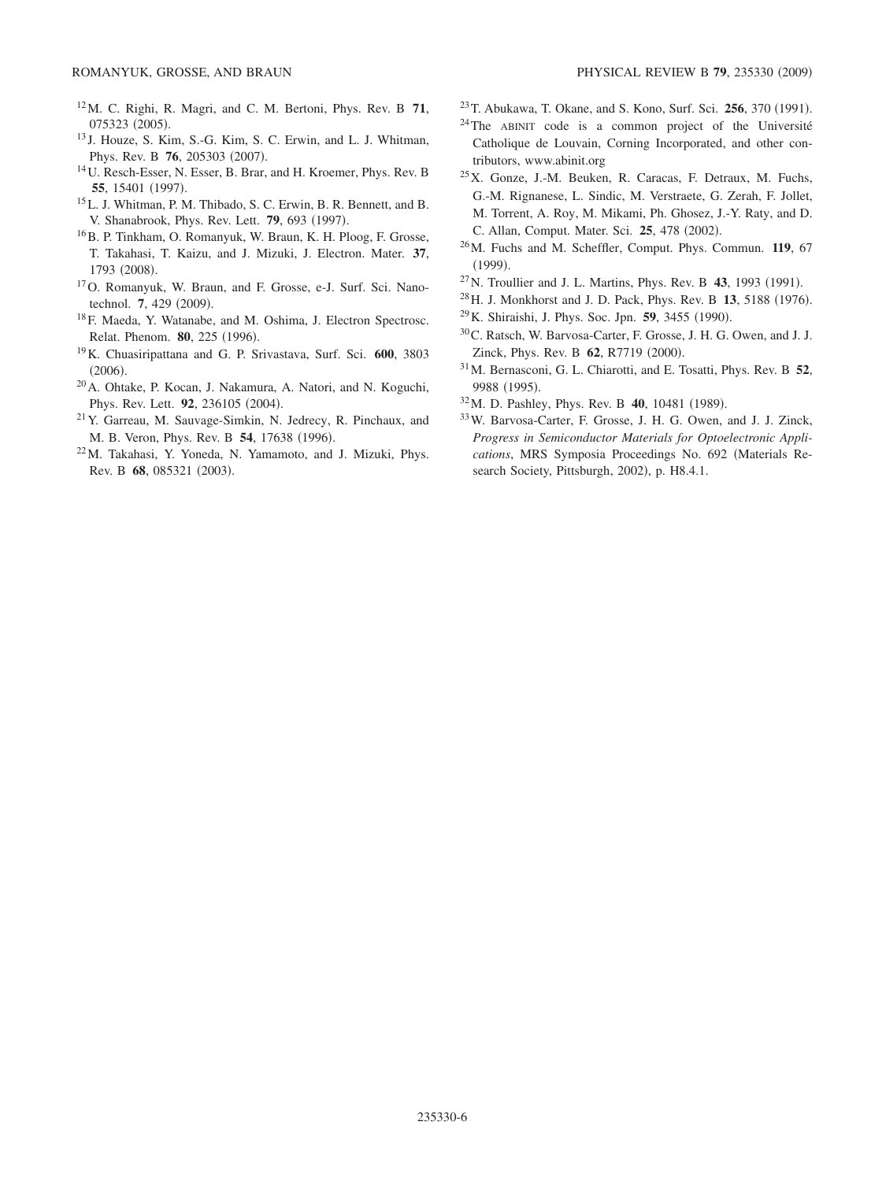[12] M. C. Righi, R. Magri, and C. M. Bertoni, Phys. Rev. B **71**, 075323 (2005).

[13] J. Houze, S. Kim, S.-G. Kim, S. C. Erwin, and L. J. Whitman, Phys. Rev. B **76**, 205303 (2007).

[14] U. Resch-Esser, N. Esser, B. Brar, and H. Kroemer, Phys. Rev. B **55**, 15401 (1997).

[15] L. J. Whitman, P. M. Thibado, S. C. Erwin, B. R. Bennett, and B. V. Shanabrook, Phys. Rev. Lett. **79**, 693 (1997).

[16] B. P. Tinkham, O. Romanyuk, W. Braun, K. H. Ploog, F. Grosse, T. Takahasi, T. Kaizu, and J. Mizuki, J. Electron. Mater. **37**, 1793 (2008).

[17] O. Romanyuk, W. Braun, and F. Grosse, e-J. Surf. Sci. Nanotechnol. **7**, 429 (2009).

[18] F. Maeda, Y. Watanabe, and M. Oshima, J. Electron Spectrosc. Relat. Phenom. **80**, 225 (1996).

[19] K. Chuasiripattana and G. P. Srivastava, Surf. Sci. **600**, 3803 (2006).

[20] A. Ohtake, P. Kocan, J. Nakamura, A. Natori, and N. Koguchi, Phys. Rev. Lett. **92**, 236105 (2004).

[21] Y. Garreau, M. Sauvage-Simkin, N. Jedrecy, R. Pinchaux, and M. B. Veron, Phys. Rev. B **54**, 17638 (1996).

[22] M. Takahasi, Y. Yoneda, N. Yamamoto, and J. Mizuki, Phys. Rev. B **68**, 085321 (2003).

[23] T. Abukawa, T. Okane, and S. Kono, Surf. Sci. **256**, 370 (1991).

[24] The ABINIT code is a common project of the Université Catholique de Louvain, Corning Incorporated, and other contributors, www.abinit.org

[25] X. Gonze, J.-M. Beuken, R. Caracas, F. Detraux, M. Fuchs, G.-M. Rignanese, L. Sindic, M. Verstraete, G. Zerah, F. Jollet, M. Torrent, A. Roy, M. Mikami, Ph. Ghosez, J.-Y. Raty, and D. C. Allan, Comput. Mater. Sci. **25**, 478 (2002).

[26] M. Fuchs and M. Scheffler, Comput. Phys. Commun. **119**, 67 (1999).

[27] N. Troullier and J. L. Martins, Phys. Rev. B **43**, 1993 (1991).

[28] H. J. Monkhorst and J. D. Pack, Phys. Rev. B **13**, 5188 (1976).

[29] K. Shiraishi, J. Phys. Soc. Jpn. **59**, 3455 (1990).

[30] C. Ratsch, W. Barvosa-Carter, F. Grosse, J. H. G. Owen, and J. J. Zinck, Phys. Rev. B **62**, R7719 (2000).

[31] M. Bernasconi, G. L. Chiarotti, and E. Tosatti, Phys. Rev. B **52**, 9988 (1995).

[32] M. D. Pashley, Phys. Rev. B **40**, 10481 (1989).

[33] W. Barvosa-Carter, F. Grosse, J. H. G. Owen, and J. J. Zinck, *Progress in Semiconductor Materials for Optoelectronic Applications*, MRS Symposia Proceedings No. 692 (Materials Research Society, Pittsburgh, 2002), p. H8.4.1.